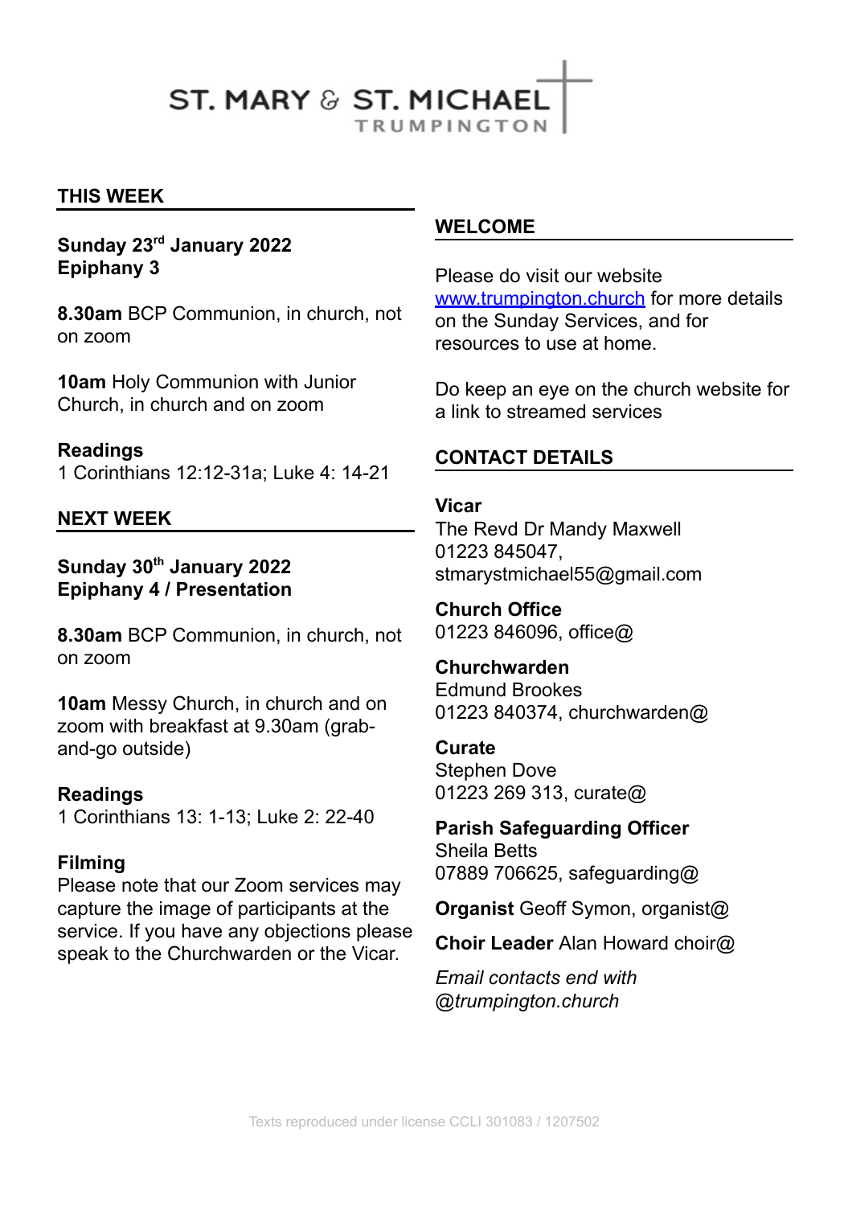# ST. MARY & ST. MICHAEL TRUMPINGTON

## THIS WEEK

**Sunday 23rd January 2022**
**Epiphany 3**

**8.30am** BCP Communion, in church, not on zoom

**10am** Holy Communion with Junior Church, in church and on zoom

**Readings**
1 Corinthians 12:12-31a; Luke 4: 14-21

## NEXT WEEK

**Sunday 30th January 2022**
**Epiphany 4 / Presentation**

**8.30am** BCP Communion, in church, not on zoom

**10am** Messy Church, in church and on zoom with breakfast at 9.30am (grab-and-go outside)

**Readings**
1 Corinthians 13: 1-13; Luke 2: 22-40

**Filming**
Please note that our Zoom services may capture the image of participants at the service. If you have any objections please speak to the Churchwarden or the Vicar.

## WELCOME

Please do visit our website www.trumpington.church for more details on the Sunday Services, and for resources to use at home.

Do keep an eye on the church website for a link to streamed services

## CONTACT DETAILS

**Vicar**
The Revd Dr Mandy Maxwell
01223 845047,
stmarystmichael55@gmail.com

**Church Office**
01223 846096, office@

**Churchwarden**
Edmund Brookes
01223 840374, churchwarden@

**Curate**
Stephen Dove
01223 269 313, curate@

**Parish Safeguarding Officer**
Sheila Betts
07889 706625, safeguarding@

**Organist** Geoff Symon, organist@

**Choir Leader** Alan Howard choir@

*Email contacts end with @trumpington.church*

Texts reproduced under license CCLI 301083 / 1207502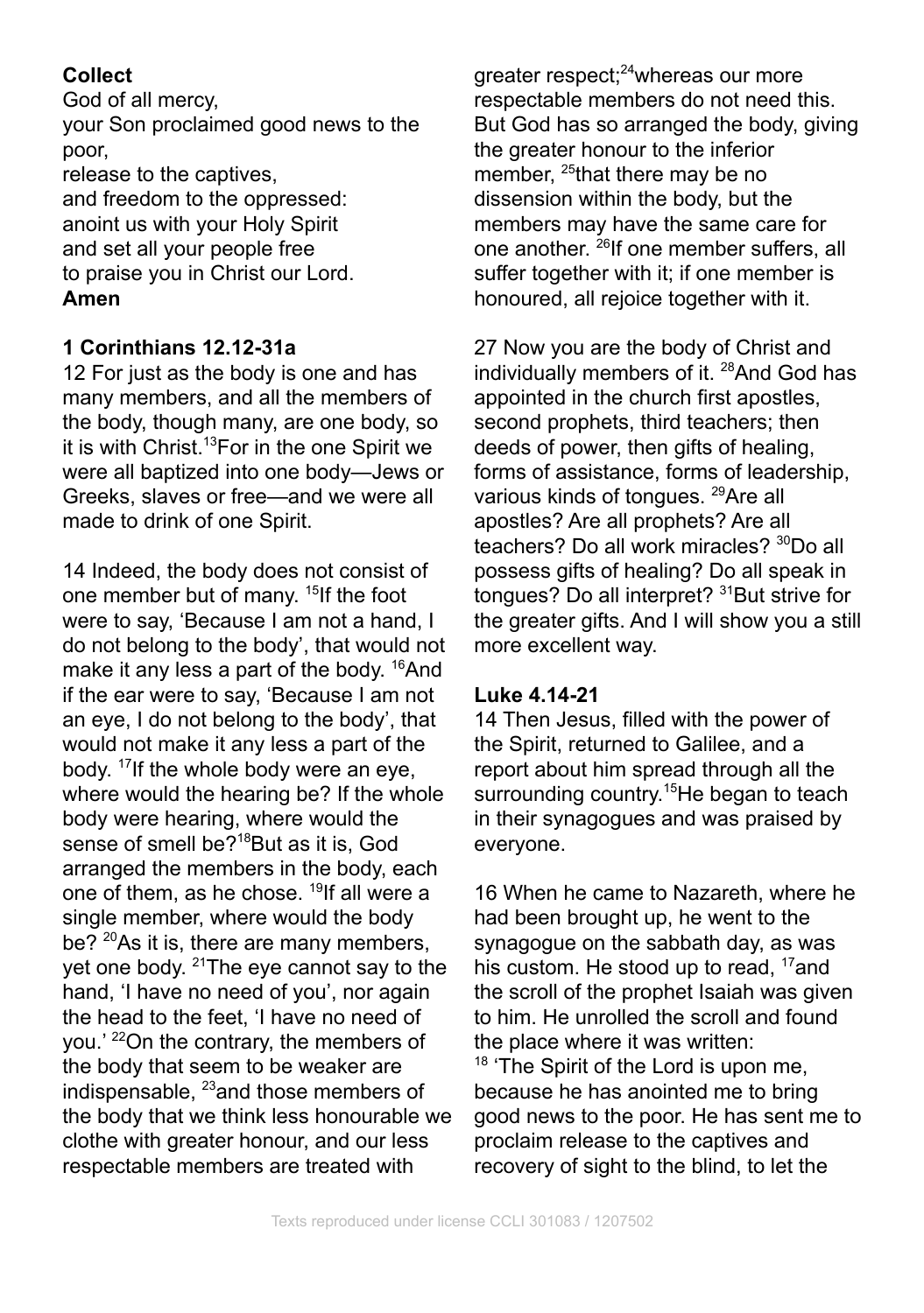**Collect**

God of all mercy,
your Son proclaimed good news to the poor,
release to the captives,
and freedom to the oppressed:
anoint us with your Holy Spirit
and set all your people free
to praise you in Christ our Lord.
**Amen**

**1 Corinthians 12.12-31a**

12 For just as the body is one and has many members, and all the members of the body, though many, are one body, so it is with Christ.[13]For in the one Spirit we were all baptized into one body—Jews or Greeks, slaves or free—and we were all made to drink of one Spirit.

14 Indeed, the body does not consist of one member but of many. [15]If the foot were to say, 'Because I am not a hand, I do not belong to the body', that would not make it any less a part of the body. [16]And if the ear were to say, 'Because I am not an eye, I do not belong to the body', that would not make it any less a part of the body. [17]If the whole body were an eye, where would the hearing be? If the whole body were hearing, where would the sense of smell be?[18]But as it is, God arranged the members in the body, each one of them, as he chose. [19]If all were a single member, where would the body be? [20]As it is, there are many members, yet one body. [21]The eye cannot say to the hand, 'I have no need of you', nor again the head to the feet, 'I have no need of you.' [22]On the contrary, the members of the body that seem to be weaker are indispensable, [23]and those members of the body that we think less honourable we clothe with greater honour, and our less respectable members are treated with greater respect;[24]whereas our more respectable members do not need this. But God has so arranged the body, giving the greater honour to the inferior member, [25]that there may be no dissension within the body, but the members may have the same care for one another. [26]If one member suffers, all suffer together with it; if one member is honoured, all rejoice together with it.

27 Now you are the body of Christ and individually members of it. [28]And God has appointed in the church first apostles, second prophets, third teachers; then deeds of power, then gifts of healing, forms of assistance, forms of leadership, various kinds of tongues. [29]Are all apostles? Are all prophets? Are all teachers? Do all work miracles? [30]Do all possess gifts of healing? Do all speak in tongues? Do all interpret? [31]But strive for the greater gifts. And I will show you a still more excellent way.

**Luke 4.14-21**

14 Then Jesus, filled with the power of the Spirit, returned to Galilee, and a report about him spread through all the surrounding country.[15]He began to teach in their synagogues and was praised by everyone.

16 When he came to Nazareth, where he had been brought up, he went to the synagogue on the sabbath day, as was his custom. He stood up to read, [17]and the scroll of the prophet Isaiah was given to him. He unrolled the scroll and found the place where it was written:
[18] 'The Spirit of the Lord is upon me, because he has anointed me to bring good news to the poor. He has sent me to proclaim release to the captives and recovery of sight to the blind, to let the

Texts reproduced under license CCLI 301083 / 1207502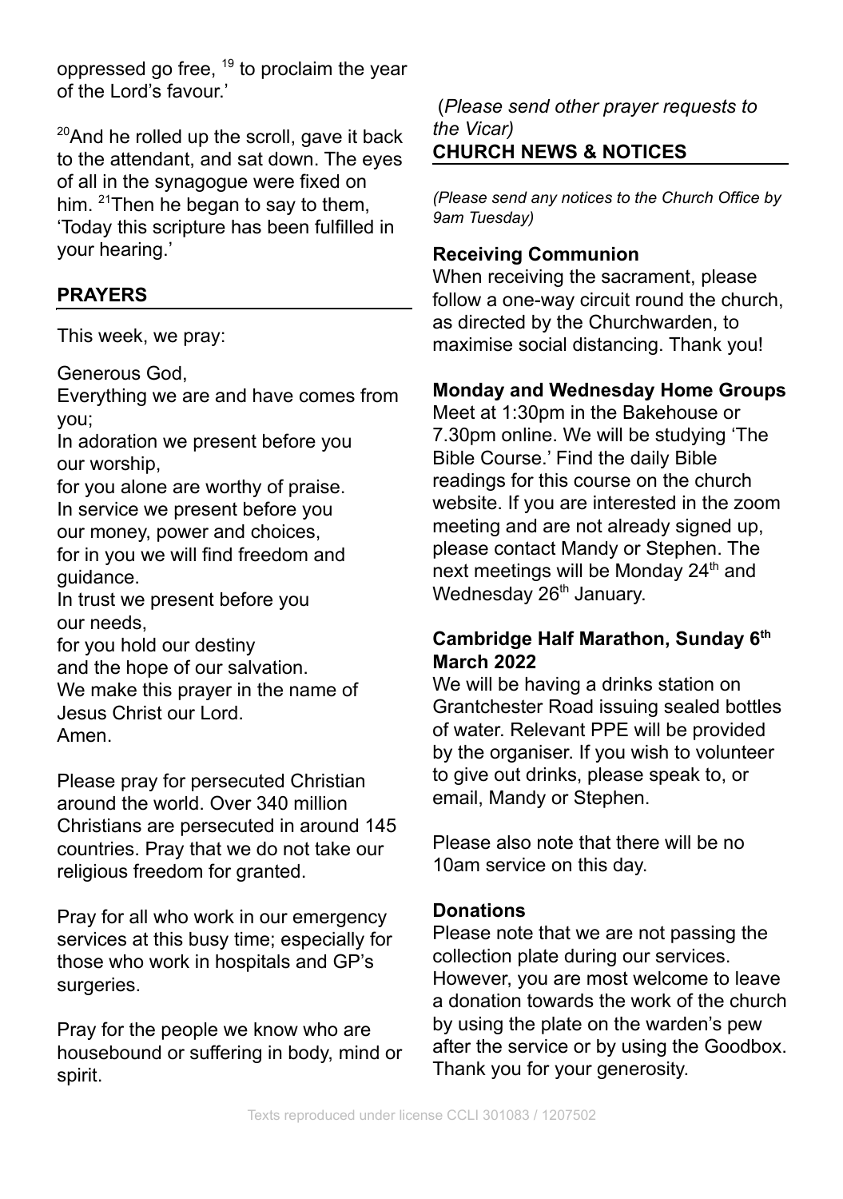oppressed go free, [19] to proclaim the year of the Lord's favour.'

[20]And he rolled up the scroll, gave it back to the attendant, and sat down. The eyes of all in the synagogue were fixed on him. [21]Then he began to say to them, 'Today this scripture has been fulfilled in your hearing.'

## PRAYERS

This week, we pray:

Generous God,
Everything we are and have comes from you;
In adoration we present before you
our worship,
for you alone are worthy of praise.
In service we present before you
our money, power and choices,
for in you we will find freedom and guidance.
In trust we present before you
our needs,
for you hold our destiny
and the hope of our salvation.
We make this prayer in the name of Jesus Christ our Lord.
Amen.

Please pray for persecuted Christian around the world. Over 340 million Christians are persecuted in around 145 countries. Pray that we do not take our religious freedom for granted.

Pray for all who work in our emergency services at this busy time; especially for those who work in hospitals and GP's surgeries.

Pray for the people we know who are housebound or suffering in body, mind or spirit.

(*Please send other prayer requests to the Vicar)*

## CHURCH NEWS & NOTICES

*(Please send any notices to the Church Office by 9am Tuesday)*

**Receiving Communion**

When receiving the sacrament, please follow a one-way circuit round the church, as directed by the Churchwarden, to maximise social distancing. Thank you!

**Monday and Wednesday Home Groups**

Meet at 1:30pm in the Bakehouse or 7.30pm online. We will be studying 'The Bible Course.' Find the daily Bible readings for this course on the church website. If you are interested in the zoom meeting and are not already signed up, please contact Mandy or Stephen. The next meetings will be Monday 24th and Wednesday 26th January.

**Cambridge Half Marathon, Sunday 6th March 2022**

We will be having a drinks station on Grantchester Road issuing sealed bottles of water. Relevant PPE will be provided by the organiser. If you wish to volunteer to give out drinks, please speak to, or email, Mandy or Stephen.

Please also note that there will be no 10am service on this day.

**Donations**

Please note that we are not passing the collection plate during our services. However, you are most welcome to leave a donation towards the work of the church by using the plate on the warden's pew after the service or by using the Goodbox. Thank you for your generosity.

Texts reproduced under license CCLI 301083 / 1207502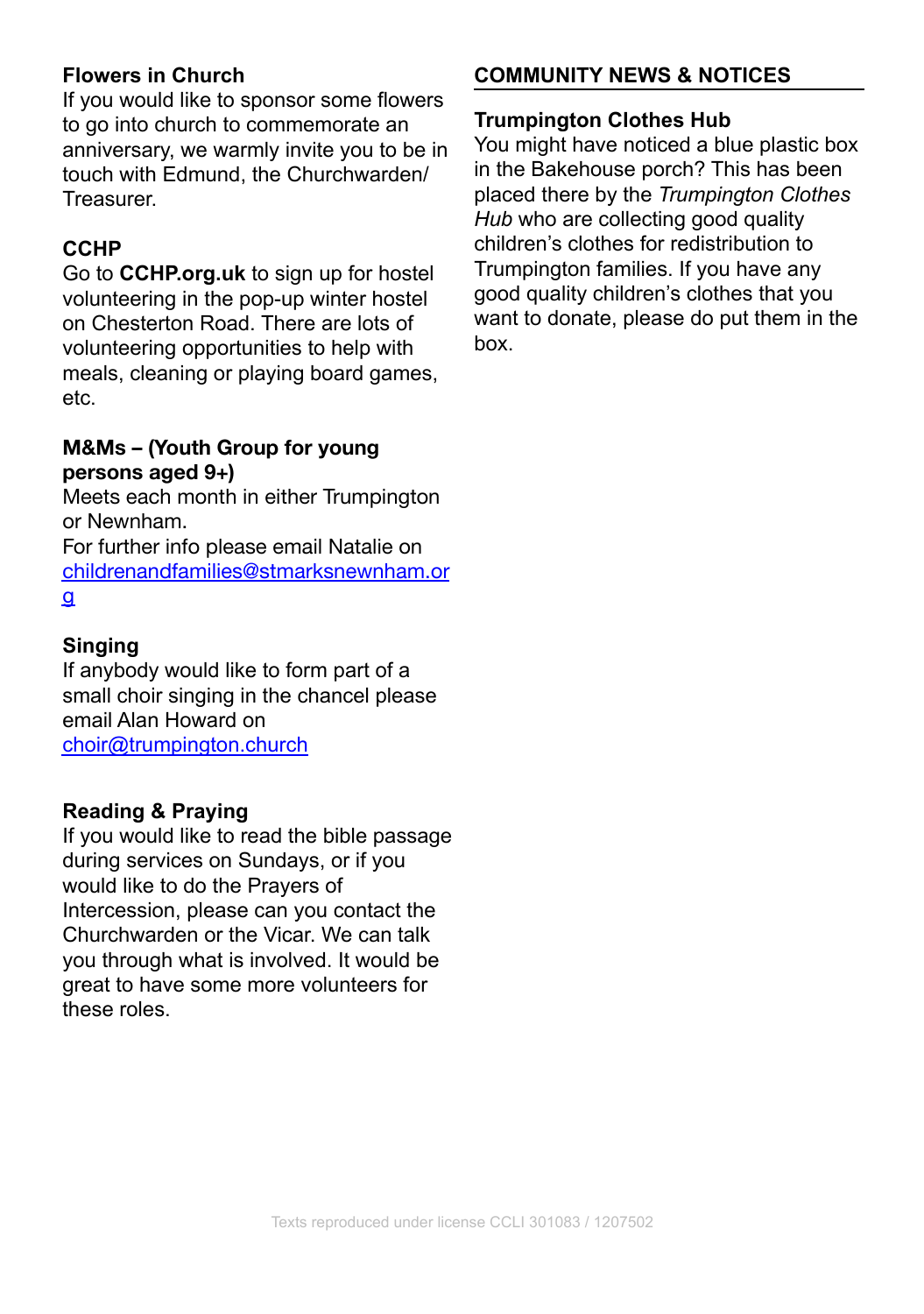**Flowers in Church**
If you would like to sponsor some flowers to go into church to commemorate an anniversary, we warmly invite you to be in touch with Edmund, the Churchwarden/ Treasurer.

**CCHP**
Go to **CCHP.org.uk** to sign up for hostel volunteering in the pop-up winter hostel on Chesterton Road. There are lots of volunteering opportunities to help with meals, cleaning or playing board games, etc.

**M&Ms – (Youth Group for young persons aged 9+)**
Meets each month in either Trumpington or Newnham.
For further info please email Natalie on childrenandfamilies@stmarksnewnham.org

**Singing**
If anybody would like to form part of a small choir singing in the chancel please email Alan Howard on choir@trumpington.church

**Reading & Praying**
If you would like to read the bible passage during services on Sundays, or if you would like to do the Prayers of Intercession, please can you contact the Churchwarden or the Vicar. We can talk you through what is involved. It would be great to have some more volunteers for these roles.

## COMMUNITY NEWS & NOTICES

**Trumpington Clothes Hub**
You might have noticed a blue plastic box in the Bakehouse porch? This has been placed there by the *Trumpington Clothes Hub* who are collecting good quality children's clothes for redistribution to Trumpington families. If you have any good quality children's clothes that you want to donate, please do put them in the box.

Texts reproduced under license CCLI 301083 / 1207502